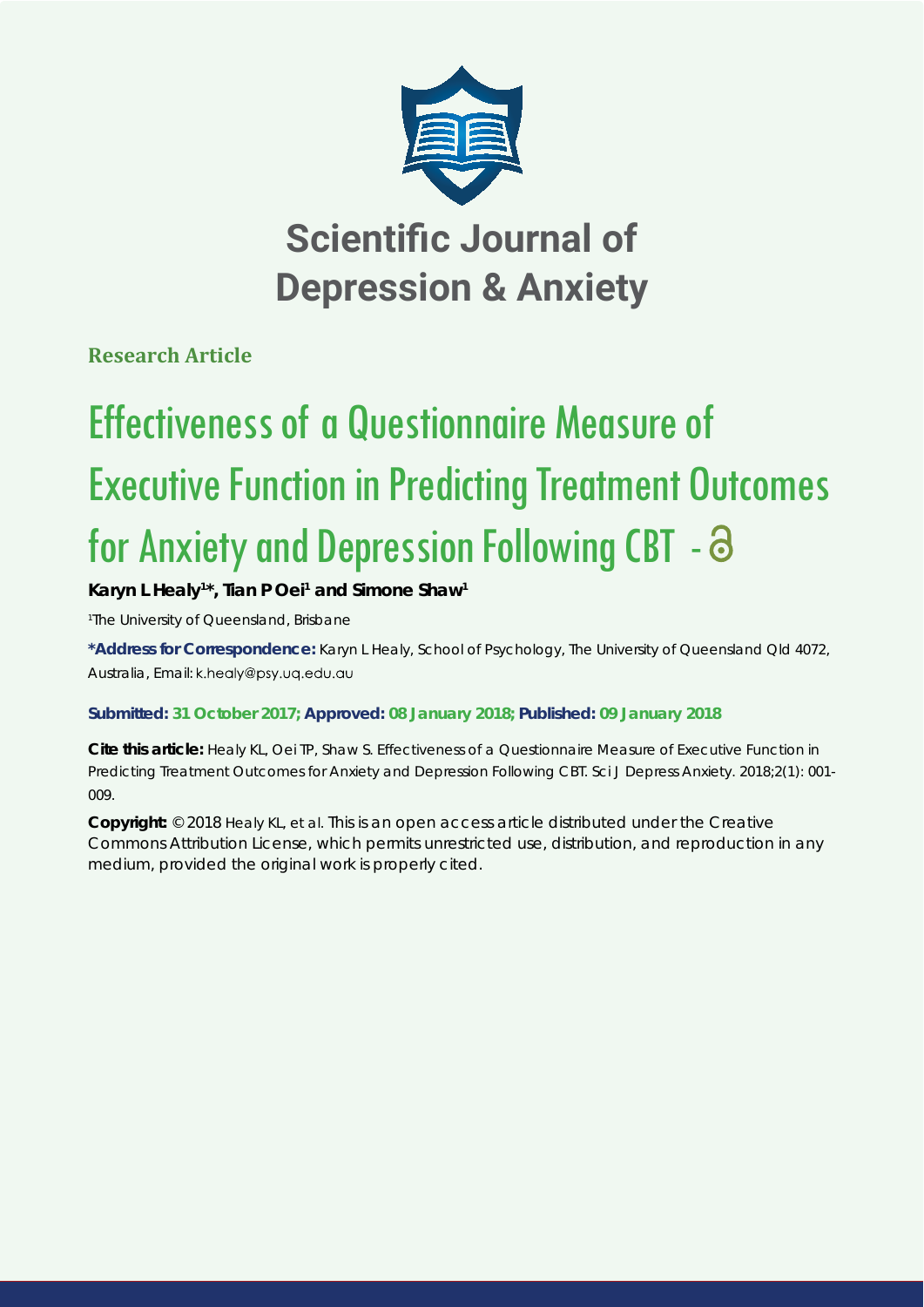# Scientific Journal of Depression & Anxiety

**Research Article**

# Effectiveness of a Questionnaire Measure of Executive Function in Predicting Treatment Outcomes for Anxiety and Depression Following CBT

**Karyn L Healy[1]*, Tian P Oei[1] and Simone Shaw[1]**

[1]The University of Queensland, Brisbane

***Address for Correspondence:** Karyn L Healy, School of Psychology, The University of Queensland Qld 4072, Australia, Email: k.healy@psy.uq.edu.au

**Submitted: 31 October 2017; Approved: 08 January 2018; Published: 09 January 2018**

**Cite this article:** Healy KL, Oei TP, Shaw S. Effectiveness of a Questionnaire Measure of Executive Function in Predicting Treatment Outcomes for Anxiety and Depression Following CBT. Sci J Depress Anxiety. 2018;2(1): 001-009.

**Copyright:** © 2018 Healy KL, et al. This is an open access article distributed under the Creative Commons Attribution License, which permits unrestricted use, distribution, and reproduction in any medium, provided the original work is properly cited.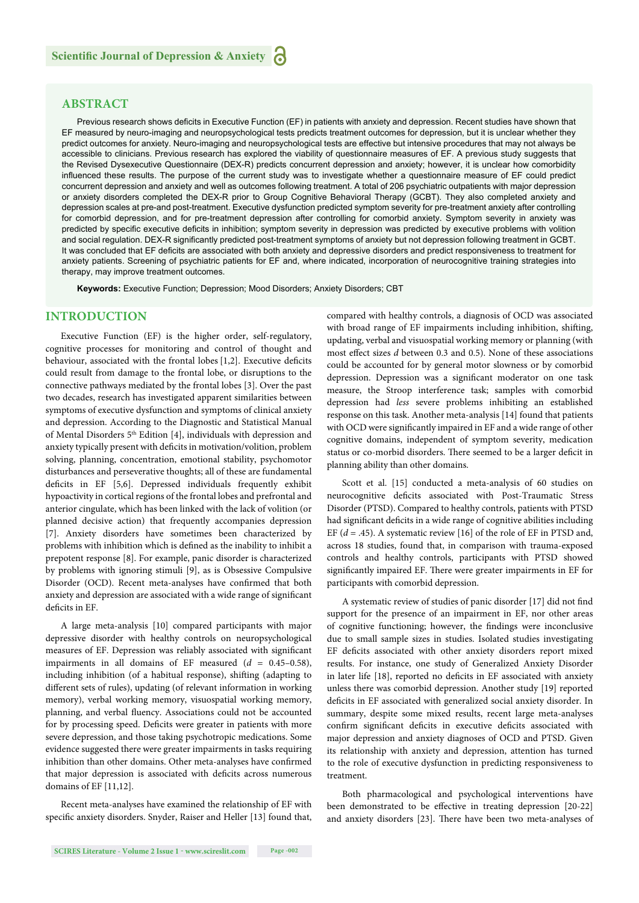## ABSTRACT

Previous research shows deficits in Executive Function (EF) in patients with anxiety and depression. Recent studies have shown that EF measured by neuro-imaging and neuropsychological tests predicts treatment outcomes for depression, but it is unclear whether they predict outcomes for anxiety. Neuro-imaging and neuropsychological tests are effective but intensive procedures that may not always be accessible to clinicians. Previous research has explored the viability of questionnaire measures of EF. A previous study suggests that the Revised Dysexecutive Questionnaire (DEX-R) predicts concurrent depression and anxiety; however, it is unclear how comorbidity influenced these results. The purpose of the current study was to investigate whether a questionnaire measure of EF could predict concurrent depression and anxiety and well as outcomes following treatment. A total of 206 psychiatric outpatients with major depression or anxiety disorders completed the DEX-R prior to Group Cognitive Behavioral Therapy (GCBT). They also completed anxiety and depression scales at pre-and post-treatment. Executive dysfunction predicted symptom severity for pre-treatment anxiety after controlling for comorbid depression, and for pre-treatment depression after controlling for comorbid anxiety. Symptom severity in anxiety was predicted by specific executive deficits in inhibition; symptom severity in depression was predicted by executive problems with volition and social regulation. DEX-R significantly predicted post-treatment symptoms of anxiety but not depression following treatment in GCBT. It was concluded that EF deficits are associated with both anxiety and depressive disorders and predict responsiveness to treatment for anxiety patients. Screening of psychiatric patients for EF and, where indicated, incorporation of neurocognitive training strategies into therapy, may improve treatment outcomes.

**Keywords:** Executive Function; Depression; Mood Disorders; Anxiety Disorders; CBT

## INTRODUCTION

Executive Function (EF) is the higher order, self-regulatory, cognitive processes for monitoring and control of thought and behaviour, associated with the frontal lobes [1,2]. Executive deficits could result from damage to the frontal lobe, or disruptions to the connective pathways mediated by the frontal lobes [3]. Over the past two decades, research has investigated apparent similarities between symptoms of executive dysfunction and symptoms of clinical anxiety and depression. According to the Diagnostic and Statistical Manual of Mental Disorders 5th Edition [4], individuals with depression and anxiety typically present with deficits in motivation/volition, problem solving, planning, concentration, emotional stability, psychomotor disturbances and perseverative thoughts; all of these are fundamental deficits in EF [5,6]. Depressed individuals frequently exhibit hypoactivity in cortical regions of the frontal lobes and prefrontal and anterior cingulate, which has been linked with the lack of volition (or planned decisive action) that frequently accompanies depression [7]. Anxiety disorders have sometimes been characterized by problems with inhibition which is defined as the inability to inhibit a prepotent response [8]. For example, panic disorder is characterized by problems with ignoring stimuli [9], as is Obsessive Compulsive Disorder (OCD). Recent meta-analyses have confirmed that both anxiety and depression are associated with a wide range of significant deficits in EF.

A large meta-analysis [10] compared participants with major depressive disorder with healthy controls on neuropsychological measures of EF. Depression was reliably associated with significant impairments in all domains of EF measured ($d$ = 0.45–0.58), including inhibition (of a habitual response), shifting (adapting to different sets of rules), updating (of relevant information in working memory), verbal working memory, visuospatial working memory, planning, and verbal fluency. Associations could not be accounted for by processing speed. Deficits were greater in patients with more severe depression, and those taking psychotropic medications. Some evidence suggested there were greater impairments in tasks requiring inhibition than other domains. Other meta-analyses have confirmed that major depression is associated with deficits across numerous domains of EF [11,12].

Recent meta-analyses have examined the relationship of EF with specific anxiety disorders. Snyder, Raiser and Heller [13] found that, compared with healthy controls, a diagnosis of OCD was associated with broad range of EF impairments including inhibition, shifting, updating, verbal and visuospatial working memory or planning (with most effect sizes $d$ between 0.3 and 0.5). None of these associations could be accounted for by general motor slowness or by comorbid depression. Depression was a significant moderator on one task measure, the Stroop interference task; samples with comorbid depression had *less* severe problems inhibiting an established response on this task. Another meta-analysis [14] found that patients with OCD were significantly impaired in EF and a wide range of other cognitive domains, independent of symptom severity, medication status or co-morbid disorders. There seemed to be a larger deficit in planning ability than other domains.

Scott et al. [15] conducted a meta-analysis of 60 studies on neurocognitive deficits associated with Post-Traumatic Stress Disorder (PTSD). Compared to healthy controls, patients with PTSD had significant deficits in a wide range of cognitive abilities including EF ($d$ = .45). A systematic review [16] of the role of EF in PTSD and, across 18 studies, found that, in comparison with trauma-exposed controls and healthy controls, participants with PTSD showed significantly impaired EF. There were greater impairments in EF for participants with comorbid depression.

A systematic review of studies of panic disorder [17] did not find support for the presence of an impairment in EF, nor other areas of cognitive functioning; however, the findings were inconclusive due to small sample sizes in studies. Isolated studies investigating EF deficits associated with other anxiety disorders report mixed results. For instance, one study of Generalized Anxiety Disorder in later life [18], reported no deficits in EF associated with anxiety unless there was comorbid depression. Another study [19] reported deficits in EF associated with generalized social anxiety disorder. In summary, despite some mixed results, recent large meta-analyses confirm significant deficits in executive deficits associated with major depression and anxiety diagnoses of OCD and PTSD. Given its relationship with anxiety and depression, attention has turned to the role of executive dysfunction in predicting responsiveness to treatment.

Both pharmacological and psychological interventions have been demonstrated to be effective in treating depression [20-22] and anxiety disorders [23]. There have been two meta-analyses of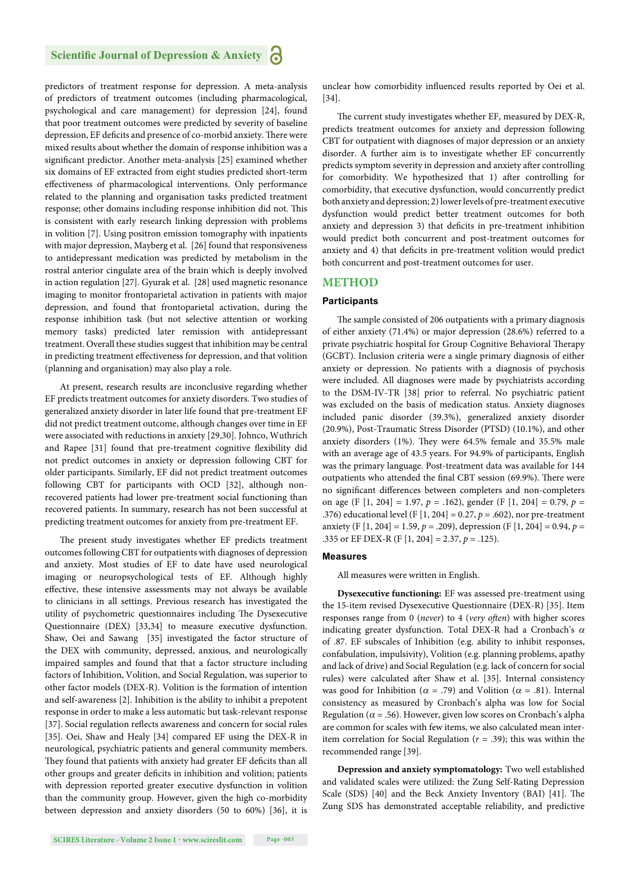predictors of treatment response for depression. A meta-analysis of predictors of treatment outcomes (including pharmacological, psychological and care management) for depression [24], found that poor treatment outcomes were predicted by severity of baseline depression, EF deficits and presence of co-morbid anxiety. There were mixed results about whether the domain of response inhibition was a significant predictor. Another meta-analysis [25] examined whether six domains of EF extracted from eight studies predicted short-term effectiveness of pharmacological interventions. Only performance related to the planning and organisation tasks predicted treatment response; other domains including response inhibition did not. This is consistent with early research linking depression with problems in volition [7]. Using positron emission tomography with inpatients with major depression, Mayberg et al. [26] found that responsiveness to antidepressant medication was predicted by metabolism in the rostral anterior cingulate area of the brain which is deeply involved in action regulation [27]. Gyurak et al. [28] used magnetic resonance imaging to monitor frontoparietal activation in patients with major depression, and found that frontoparietal activation, during the response inhibition task (but not selective attention or working memory tasks) predicted later remission with antidepressant treatment. Overall these studies suggest that inhibition may be central in predicting treatment effectiveness for depression, and that volition (planning and organisation) may also play a role.

At present, research results are inconclusive regarding whether EF predicts treatment outcomes for anxiety disorders. Two studies of generalized anxiety disorder in later life found that pre-treatment EF did not predict treatment outcome, although changes over time in EF were associated with reductions in anxiety [29,30]. Johnco, Wuthrich and Rapee [31] found that pre-treatment cognitive flexibility did not predict outcomes in anxiety or depression following CBT for older participants. Similarly, EF did not predict treatment outcomes following CBT for participants with OCD [32], although non-recovered patients had lower pre-treatment social functioning than recovered patients. In summary, research has not been successful at predicting treatment outcomes for anxiety from pre-treatment EF.

The present study investigates whether EF predicts treatment outcomes following CBT for outpatients with diagnoses of depression and anxiety. Most studies of EF to date have used neurological imaging or neuropsychological tests of EF. Although highly effective, these intensive assessments may not always be available to clinicians in all settings. Previous research has investigated the utility of psychometric questionnaires including The Dysexecutive Questionnaire (DEX) [33,34] to measure executive dysfunction. Shaw, Oei and Sawang [35] investigated the factor structure of the DEX with community, depressed, anxious, and neurologically impaired samples and found that that a factor structure including factors of Inhibition, Volition, and Social Regulation, was superior to other factor models (DEX-R). Volition is the formation of intention and self-awareness [2]. Inhibition is the ability to inhibit a prepotent response in order to make a less automatic but task-relevant response [37]. Social regulation reflects awareness and concern for social rules [35]. Oei, Shaw and Healy [34] compared EF using the DEX-R in neurological, psychiatric patients and general community members. They found that patients with anxiety had greater EF deficits than all other groups and greater deficits in inhibition and volition; patients with depression reported greater executive dysfunction in volition than the community group. However, given the high co-morbidity between depression and anxiety disorders (50 to 60%) [36], it is unclear how comorbidity influenced results reported by Oei et al. [34].

The current study investigates whether EF, measured by DEX-R, predicts treatment outcomes for anxiety and depression following CBT for outpatient with diagnoses of major depression or an anxiety disorder. A further aim is to investigate whether EF concurrently predicts symptom severity in depression and anxiety after controlling for comorbidity. We hypothesized that 1) after controlling for comorbidity, that executive dysfunction, would concurrently predict both anxiety and depression; 2) lower levels of pre-treatment executive dysfunction would predict better treatment outcomes for both anxiety and depression 3) that deficits in pre-treatment inhibition would predict both concurrent and post-treatment outcomes for anxiety and 4) that deficits in pre-treatment volition would predict both concurrent and post-treatment outcomes for user.

## METHOD

### Participants

The sample consisted of 206 outpatients with a primary diagnosis of either anxiety (71.4%) or major depression (28.6%) referred to a private psychiatric hospital for Group Cognitive Behavioral Therapy (GCBT). Inclusion criteria were a single primary diagnosis of either anxiety or depression. No patients with a diagnosis of psychosis were included. All diagnoses were made by psychiatrists according to the DSM-IV-TR [38] prior to referral. No psychiatric patient was excluded on the basis of medication status. Anxiety diagnoses included panic disorder (39.3%), generalized anxiety disorder (20.9%), Post-Traumatic Stress Disorder (PTSD) (10.1%), and other anxiety disorders (1%). They were 64.5% female and 35.5% male with an average age of 43.5 years. For 94.9% of participants, English was the primary language. Post-treatment data was available for 144 outpatients who attended the final CBT session (69.9%). There were no significant differences between completers and non-completers on age ($F$ [1, 204] = 1.97, $p$ = .162), gender ($F$ [1, 204] = 0.79, $p$ = .376) educational level ($F$ [1, 204] = 0.27, $p$ = .602), nor pre-treatment anxiety ($F$ [1, 204] = 1.59, $p$ = .209), depression ($F$ [1, 204] = 0.94, $p$ = .335 or EF DEX-R ($F$ [1, 204] = 2.37, $p$ = .125).

### Measures

All measures were written in English.

**Dysexecutive functioning:** EF was assessed pre-treatment using the 15-item revised Dysexecutive Questionnaire (DEX-R) [35]. Item responses range from 0 (*never*) to 4 (*very often*) with higher scores indicating greater dysfunction. Total DEX-R had a Cronbach's $\alpha$ of .87. EF subscales of Inhibition (e.g. ability to inhibit responses, confabulation, impulsivity), Volition (e.g. planning problems, apathy and lack of drive) and Social Regulation (e.g. lack of concern for social rules) were calculated after Shaw et al. [35]. Internal consistency was good for Inhibition ($\alpha$ = .79) and Volition ($\alpha$ = .81). Internal consistency as measured by Cronbach's alpha was low for Social Regulation ($\alpha$ = .56). However, given low scores on Cronbach's alpha are common for scales with few items, we also calculated mean inter-item correlation for Social Regulation ($r$ = .39); this was within the recommended range [39].

**Depression and anxiety symptomatology:** Two well established and validated scales were utilized: the Zung Self-Rating Depression Scale (SDS) [40] and the Beck Anxiety Inventory (BAI) [41]. The Zung SDS has demonstrated acceptable reliability, and predictive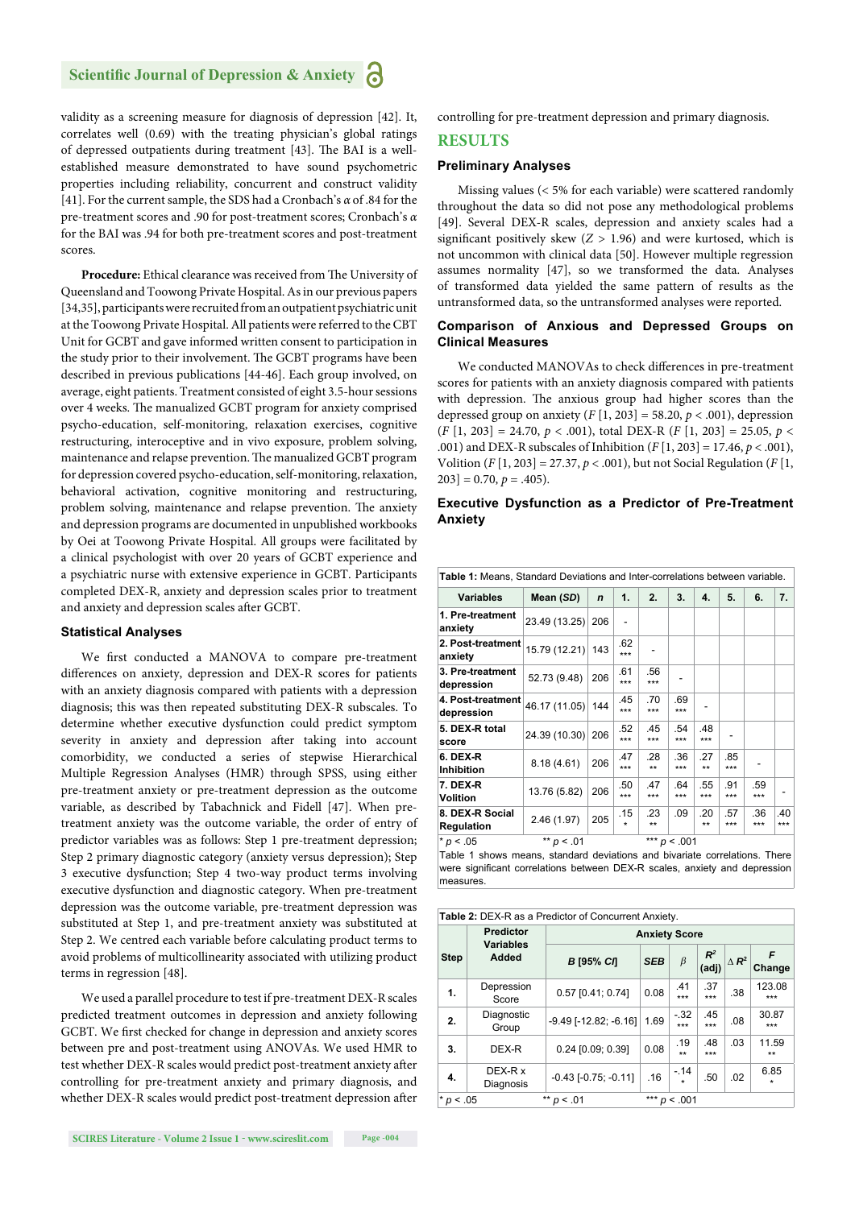validity as a screening measure for diagnosis of depression [42]. It, correlates well (0.69) with the treating physician's global ratings of depressed outpatients during treatment [43]. The BAI is a well-established measure demonstrated to have sound psychometric properties including reliability, concurrent and construct validity [41]. For the current sample, the SDS had a Cronbach's $\alpha$ of .84 for the pre-treatment scores and .90 for post-treatment scores; Cronbach's $\alpha$ for the BAI was .94 for both pre-treatment scores and post-treatment scores.

**Procedure:** Ethical clearance was received from The University of Queensland and Toowong Private Hospital. As in our previous papers [34,35], participants were recruited from an outpatient psychiatric unit at the Toowong Private Hospital. All patients were referred to the CBT Unit for GCBT and gave informed written consent to participation in the study prior to their involvement. The GCBT programs have been described in previous publications [44-46]. Each group involved, on average, eight patients. Treatment consisted of eight 3.5-hour sessions over 4 weeks. The manualized GCBT program for anxiety comprised psycho-education, self-monitoring, relaxation exercises, cognitive restructuring, interoceptive and in vivo exposure, problem solving, maintenance and relapse prevention. The manualized GCBT program for depression covered psycho-education, self-monitoring, relaxation, behavioral activation, cognitive monitoring and restructuring, problem solving, maintenance and relapse prevention. The anxiety and depression programs are documented in unpublished workbooks by Oei at Toowong Private Hospital. All groups were facilitated by a clinical psychologist with over 20 years of GCBT experience and a psychiatric nurse with extensive experience in GCBT. Participants completed DEX-R, anxiety and depression scales prior to treatment and anxiety and depression scales after GCBT.

### Statistical Analyses

We first conducted a MANOVA to compare pre-treatment differences on anxiety, depression and DEX-R scores for patients with an anxiety diagnosis compared with patients with a depression diagnosis; this was then repeated substituting DEX-R subscales. To determine whether executive dysfunction could predict symptom severity in anxiety and depression after taking into account comorbidity, we conducted a series of stepwise Hierarchical Multiple Regression Analyses (HMR) through SPSS, using either pre-treatment anxiety or pre-treatment depression as the outcome variable, as described by Tabachnick and Fidell [47]. When pre-treatment anxiety was the outcome variable, the order of entry of predictor variables was as follows: Step 1 pre-treatment depression; Step 2 primary diagnostic category (anxiety versus depression); Step 3 executive dysfunction; Step 4 two-way product terms involving executive dysfunction and diagnostic category. When pre-treatment depression was the outcome variable, pre-treatment depression was substituted at Step 1, and pre-treatment anxiety was substituted at Step 2. We centred each variable before calculating product terms to avoid problems of multicollinearity associated with utilizing product terms in regression [48].

We used a parallel procedure to test if pre-treatment DEX-R scales predicted treatment outcomes in depression and anxiety following GCBT. We first checked for change in depression and anxiety scores between pre and post-treatment using ANOVAs. We used HMR to test whether DEX-R scales would predict post-treatment anxiety after controlling for pre-treatment anxiety and primary diagnosis, and whether DEX-R scales would predict post-treatment depression after controlling for pre-treatment depression and primary diagnosis.

## RESULTS

### Preliminary Analyses

Missing values (< 5% for each variable) were scattered randomly throughout the data so did not pose any methodological problems [49]. Several DEX-R scales, depression and anxiety scales had a significant positively skew ($Z > 1.96$) and were kurtosed, which is not uncommon with clinical data [50]. However multiple regression assumes normality [47], so we transformed the data. Analyses of transformed data yielded the same pattern of results as the untransformed data, so the untransformed analyses were reported.

### Comparison of Anxious and Depressed Groups on Clinical Measures

We conducted MANOVAs to check differences in pre-treatment scores for patients with an anxiety diagnosis compared with patients with depression. The anxious group had higher scores than the depressed group on anxiety ($F$ [1, 203] = 58.20, $p < .001$), depression ($F$ [1, 203] = 24.70, $p < .001$), total DEX-R ($F$ [1, 203] = 25.05, $p < .001$) and DEX-R subscales of Inhibition ($F$ [1, 203] = 17.46, $p < .001$), Volition ($F$ [1, 203] = 27.37, $p < .001$), but not Social Regulation ($F$ [1, 203] = 0.70, $p = .405$).

### Executive Dysfunction as a Predictor of Pre-Treatment Anxiety

**Table 1:** Means, Standard Deviations and Inter-correlations between variable.

| Variables | Mean (*SD*) | *n* | 1. | 2. | 3. | 4. | 5. | 6. | 7. |
|---|---|---|---|---|---|---|---|---|---|
| **1. Pre-treatment anxiety** | 23.49 (13.25) | 206 | - | | | | | | |
| **2. Post-treatment anxiety** | 15.79 (12.21) | 143 | .62 *** | - | | | | | |
| **3. Pre-treatment depression** | 52.73 (9.48) | 206 | .61 *** | .56 *** | - | | | | |
| **4. Post-treatment depression** | 46.17 (11.05) | 144 | .45 *** | .70 *** | .69 *** | - | | | |
| **5. DEX-R total score** | 24.39 (10.30) | 206 | .52 *** | .45 *** | .54 *** | .48 *** | - | | |
| **6. DEX-R Inhibition** | 8.18 (4.61) | 206 | .47 *** | .28 ** | .36 *** | .27 ** | .85 *** | - | |
| **7. DEX-R Volition** | 13.76 (5.82) | 206 | .50 *** | .47 *** | .64 *** | .55 *** | .91 *** | .59 *** | - |
| **8. DEX-R Social Regulation** | 2.46 (1.97) | 205 | .15 * | .23 ** | .09 | .20 ** | .57 *** | .36 *** | .40 *** |

\* $p < .05$ &nbsp;&nbsp; ** $p < .01$ &nbsp;&nbsp; *** $p < .001$

Table 1 shows means, standard deviations and bivariate correlations. There were significant correlations between DEX-R scales, anxiety and depression measures.

**Table 2:** DEX-R as a Predictor of Concurrent Anxiety.

| Step | Predictor Variables Added | Anxiety Score | | | | | |
|---|---|---|---|---|---|---|---|
| | | *B* [95% *CI*] | *SEB* | $\beta$ | $R^2$ (adj) | $\Delta R^2$ | *F* Change |
| 1. | Depression Score | 0.57 [0.41; 0.74] | 0.08 | .41 *** | .37 *** | .38 | 123.08 *** |
| 2. | Diagnostic Group | -9.49 [-12.82; -6.16] | 1.69 | -.32 *** | .45 *** | .08 | 30.87 *** |
| 3. | DEX-R | 0.24 [0.09; 0.39] | 0.08 | .19 ** | .48 *** | .03 | 11.59 ** |
| 4. | DEX-R x Diagnosis | -0.43 [-0.75; -0.11] | .16 | -.14 * | .50 | .02 | 6.85 * |

\* $p < .05$ &nbsp;&nbsp; ** $p < .01$ &nbsp;&nbsp; *** $p < .001$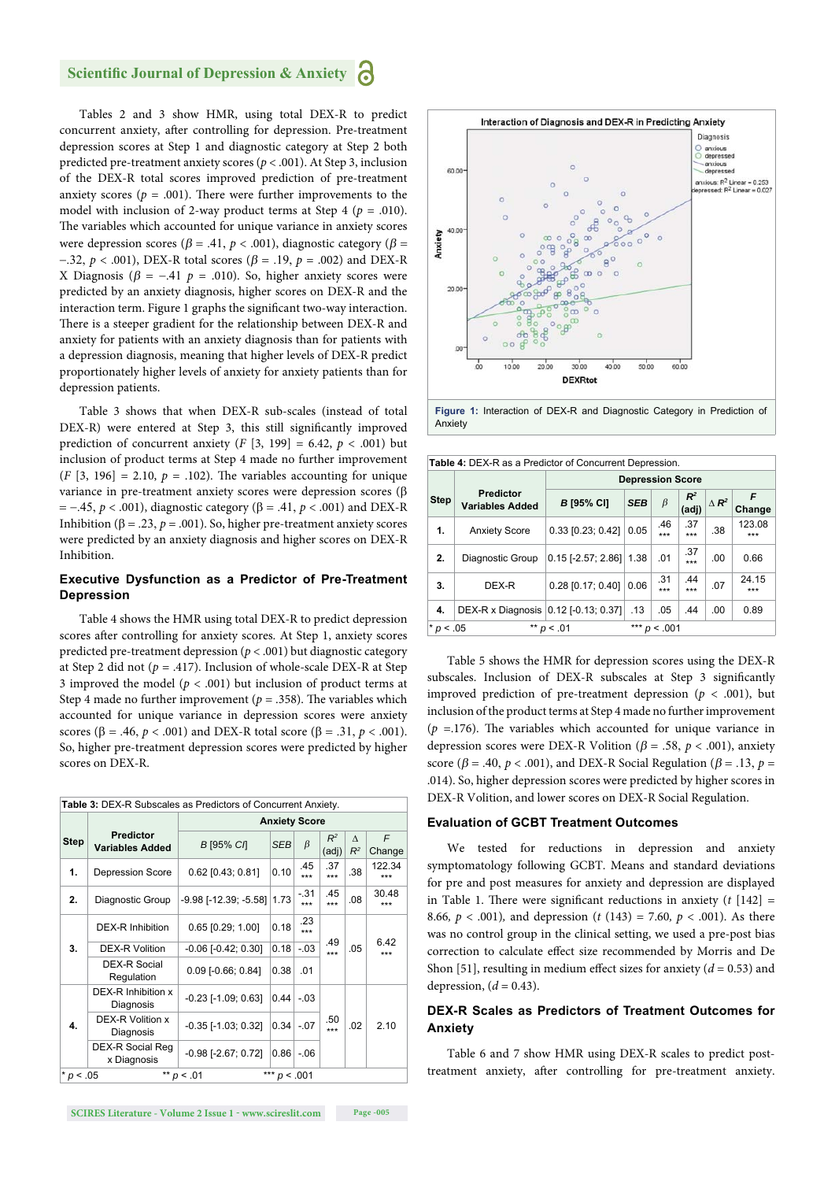Tables 2 and 3 show HMR, using total DEX-R to predict concurrent anxiety, after controlling for depression. Pre-treatment depression scores at Step 1 and diagnostic category at Step 2 both predicted pre-treatment anxiety scores ($p < .001$). At Step 3, inclusion of the DEX-R total scores improved prediction of pre-treatment anxiety scores ($p = .001$). There were further improvements to the model with inclusion of 2-way product terms at Step 4 ($p = .010$). The variables which accounted for unique variance in anxiety scores were depression scores ($\beta = .41$, $p < .001$), diagnostic category ($\beta = -.32$, $p < .001$), DEX-R total scores ($\beta = .19$, $p = .002$) and DEX-R X Diagnosis ($\beta = -.41$ $p = .010$). So, higher anxiety scores were predicted by an anxiety diagnosis, higher scores on DEX-R and the interaction term. Figure 1 graphs the significant two-way interaction. There is a steeper gradient for the relationship between DEX-R and anxiety for patients with an anxiety diagnosis than for patients with a depression diagnosis, meaning that higher levels of DEX-R predict proportionately higher levels of anxiety for anxiety patients than for depression patients.

Table 3 shows that when DEX-R sub-scales (instead of total DEX-R) were entered at Step 3, this still significantly improved prediction of concurrent anxiety ($F$ [3, 199] = 6.42, $p < .001$) but inclusion of product terms at Step 4 made no further improvement ($F$ [3, 196] = 2.10, $p = .102$). The variables accounting for unique variance in pre-treatment anxiety scores were depression scores ($\beta = -.45$, $p < .001$), diagnostic category ($\beta = .41$, $p < .001$) and DEX-R Inhibition ($\beta = .23$, $p = .001$). So, higher pre-treatment anxiety scores were predicted by an anxiety diagnosis and higher scores on DEX-R Inhibition.

### Executive Dysfunction as a Predictor of Pre-Treatment Depression

Table 4 shows the HMR using total DEX-R to predict depression scores after controlling for anxiety scores. At Step 1, anxiety scores predicted pre-treatment depression ($p < .001$) but diagnostic category at Step 2 did not ($p = .417$). Inclusion of whole-scale DEX-R at Step 3 improved the model ($p < .001$) but inclusion of product terms at Step 4 made no further improvement ($p = .358$). The variables which accounted for unique variance in depression scores were anxiety scores ($\beta = .46$, $p < .001$) and DEX-R total score ($\beta = .31$, $p < .001$). So, higher pre-treatment depression scores were predicted by higher scores on DEX-R.

**Table 3:** DEX-R Subscales as Predictors of Concurrent Anxiety.

| Step | Predictor Variables Added | Anxiety Score | | | | | |
|---|---|---|---|---|---|---|---|
| | | *B* [95% *CI*] | *SEB* | $\beta$ | $R^2$ (adj) | $\Delta R^2$ | *F* Change |
| **1.** | Depression Score | 0.62 [0.43; 0.81] | 0.10 | .45 *** | .37 *** | .38 | 122.34 *** |
| **2.** | Diagnostic Group | -9.98 [-12.39; -5.58] | 1.73 | -.31 *** | .45 *** | .08 | 30.48 *** |
| **3.** | DEX-R Inhibition | 0.65 [0.29; 1.00] | 0.18 | .23 *** | .49 *** | .05 | 6.42 *** |
| | DEX-R Volition | -0.06 [-0.42; 0.30] | 0.18 | -.03 | | | |
| | DEX-R Social Regulation | 0.09 [-0.66; 0.84] | 0.38 | .01 | | | |
| **4.** | DEX-R Inhibition x Diagnosis | -0.23 [-1.09; 0.63] | 0.44 | -.03 | .50 *** | .02 | 2.10 |
| | DEX-R Volition x Diagnosis | -0.35 [-1.03; 0.32] | 0.34 | -.07 | | | |
| | DEX-R Social Reg x Diagnosis | -0.98 [-2.67; 0.72] | 0.86 | -.06 | | | |

\* $p < .05$ &nbsp;&nbsp; ** $p < .01$ &nbsp;&nbsp; *** $p < .001$

**Figure 1:** Interaction of DEX-R and Diagnostic Category in Prediction of Anxiety

**Table 4:** DEX-R as a Predictor of Concurrent Depression.

| Step | Predictor Variables Added | Depression Score | | | | | |
|---|---|---|---|---|---|---|---|
| | | *B* [95% CI] | *SEB* | $\beta$ | $R^2$ (adj) | $\Delta R^2$ | *F* Change |
| **1.** | Anxiety Score | 0.33 [0.23; 0.42] | 0.05 | .46 *** | .37 *** | .38 | 123.08 *** |
| **2.** | Diagnostic Group | 0.15 [-2.57; 2.86] | 1.38 | .01 | .37 *** | .00 | 0.66 |
| **3.** | DEX-R | 0.28 [0.17; 0.40] | 0.06 | .31 *** | .44 *** | .07 | 24.15 *** |
| **4.** | DEX-R x Diagnosis | 0.12 [-0.13; 0.37] | .13 | .05 | .44 | .00 | 0.89 |

\* $p < .05$ &nbsp;&nbsp; ** $p < .01$ &nbsp;&nbsp; *** $p < .001$

Table 5 shows the HMR for depression scores using the DEX-R subscales. Inclusion of DEX-R subscales at Step 3 significantly improved prediction of pre-treatment depression ($p < .001$), but inclusion of the product terms at Step 4 made no further improvement ($p = .176$). The variables which accounted for unique variance in depression scores were DEX-R Volition ($\beta = .58$, $p < .001$), anxiety score ($\beta = .40$, $p < .001$), and DEX-R Social Regulation ($\beta = .13$, $p = .014$). So, higher depression scores were predicted by higher scores in DEX-R Volition, and lower scores on DEX-R Social Regulation.

### Evaluation of GCBT Treatment Outcomes

We tested for reductions in depression and anxiety symptomatology following GCBT. Means and standard deviations for pre and post measures for anxiety and depression are displayed in Table 1. There were significant reductions in anxiety ($t$ [142] = 8.66, $p < .001$), and depression ($t$ (143) = 7.60, $p < .001$). As there was no control group in the clinical setting, we used a pre-post bias correction to calculate effect size recommended by Morris and De Shon [51], resulting in medium effect sizes for anxiety ($d = 0.53$) and depression, ($d = 0.43$).

### DEX-R Scales as Predictors of Treatment Outcomes for Anxiety

Table 6 and 7 show HMR using DEX-R scales to predict post-treatment anxiety, after controlling for pre-treatment anxiety.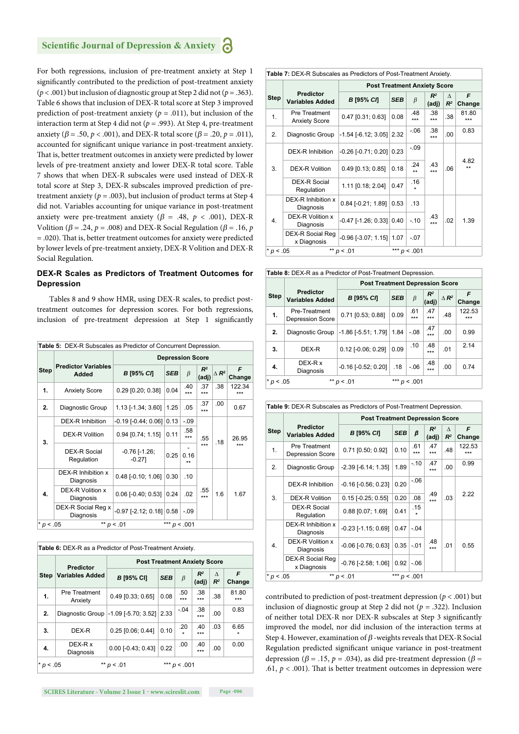For both regressions, inclusion of pre-treatment anxiety at Step 1 significantly contributed to the prediction of post-treatment anxiety ($p < .001$) but inclusion of diagnostic group at Step 2 did not ($p = .363$). Table 6 shows that inclusion of DEX-R total score at Step 3 improved prediction of post-treatment anxiety ($p = .011$), but inclusion of the interaction term at Step 4 did not ($p = .993$). At Step 4, pre-treatment anxiety ($\beta = .50$, $p < .001$), and DEX-R total score ($\beta = .20$, $p = .011$), accounted for significant unique variance in post-treatment anxiety. That is, better treatment outcomes in anxiety were predicted by lower levels of pre-treatment anxiety and lower DEX-R total score. Table 7 shows that when DEX-R subscales were used instead of DEX-R total score at Step 3, DEX-R subscales improved prediction of pre-treatment anxiety ($p = .003$), but inclusion of product terms at Step 4 did not. Variables accounting for unique variance in post-treatment anxiety were pre-treatment anxiety ($\beta = .48$, $p < .001$), DEX-R Volition ($\beta = .24$, $p = .008$) and DEX-R Social Regulation ($\beta = .16$, $p = .020$). That is, better treatment outcomes for anxiety were predicted by lower levels of pre-treatment anxiety, DEX-R Volition and DEX-R Social Regulation.

### DEX-R Scales as Predictors of Treatment Outcomes for Depression

Tables 8 and 9 show HMR, using DEX-R scales, to predict post-treatment outcomes for depression scores. For both regressions, inclusion of pre-treatment depression at Step 1 significantly contributed to prediction of post-treatment depression ($p < .001$) but inclusion of diagnostic group at Step 2 did not ($p = .322$). Inclusion of neither total DEX-R nor DEX-R subscales at Step 3 significantly improved the model, nor did inclusion of the interaction terms at Step 4. However, examination of $\beta$-weights reveals that DEX-R Social Regulation predicted significant unique variance in post-treatment depression ($\beta = .15$, $p = .034$), as did pre-treatment depression ($\beta = .61$, $p < .001$). That is better treatment outcomes in depression were

**Table 5:** DEX-R Subscales as Predictor of Concurrent Depression.

| Step | Predictor Variables Added | Depression Score | | | | | |
|---|---|---|---|---|---|---|---|
| | | *B* [95% *CI*] | *SEB* | $\beta$ | $R^2$ (adj) | $\Delta R^2$ | *F* Change |
| **1.** | Anxiety Score | 0.29 [0.20; 0.38] | 0.04 | .40 *** | .37 *** | .38 | 122.34 *** |
| **2.** | Diagnostic Group | 1.13 [-1.34; 3.60] | 1.25 | .05 | .37 *** | .00 | 0.67 |
| **3.** | DEX-R Inhibition | -0.19 [-0.44; 0.06] | 0.13 | -.09 | .55 *** | .18 | 26.95 *** |
| | DEX-R Volition | 0.94 [0.74; 1.15] | 0.11 | .58 *** | | | |
| | DEX-R Social Regulation | -0.76 [-1.26; -0.27] | 0.25 | -0.16 ** | | | |
| **4.** | DEX-R Inhibition x Diagnosis | 0.48 [-0.10; 1.06] | 0.30 | .10 | .55 *** | 1.6 | 1.67 |
| | DEX-R Volition x Diagnosis | 0.06 [-0.40; 0.53] | 0.24 | .02 | | | |
| | DEX-R Social Reg x Diagnosis | -0.97 [-2.12; 0.18] | 0.58 | -.09 | | | |

\* $p < .05$ ** $p < .01$ *** $p < .001$

**Table 6:** DEX-R as a Predictor of Post-Treatment Anxiety.

| Step | Predictor Variables Added | Post Treatment Anxiety Score | | | | | |
|---|---|---|---|---|---|---|---|
| | | *B* [95% CI] | *SEB* | $\beta$ | $R^2$ (adj) | $\Delta R^2$ | *F* Change |
| **1.** | Pre Treatment Anxiety | 0.49 [0.33; 0.65] | 0.08 | .50 *** | .38 *** | .38 | 81.80 *** |
| **2.** | Diagnostic Group | -1.09 [-5.70; 3.52] | 2.33 | -.04 | .38 *** | .00 | 0.83 |
| **3.** | DEX-R | 0.25 [0.06; 0.44] | 0.10 | .20 * | .40 *** | .03 | 6.65 * |
| **4.** | DEX-R x Diagnosis | 0.00 [-0.43; 0.43] | 0.22 | .00 | .40 *** | .00 | 0.00 |

\* $p < .05$ ** $p < .01$ *** $p < .001$

**Table 7:** DEX-R Subscales as Predictors of Post-Treatment Anxiety.

| Step | Predictor Variables Added | Post Treatment Anxiety Score | | | | | |
|---|---|---|---|---|---|---|---|
| | | *B* [95% *CI*] | *SEB* | $\beta$ | $R^2$ (adj) | $\Delta R^2$ | *F* Change |
| 1. | Pre Treatment Anxiety Score | 0.47 [0.31; 0.63] | 0.08 | .48 *** | .38 *** | .38 | 81.80 *** |
| 2. | Diagnostic Group | -1.54 [-6.12; 3.05] | 2.32 | -.06 | .38 *** | .00 | 0.83 |
| 3. | DEX-R Inhibition | -0.26 [-0.71; 0.20] | 0.23 | -.09 | .43 *** | .06 | 4.82 ** |
| | DEX-R Volition | 0.49 [0.13; 0.85] | 0.18 | .24 ** | | | |
| | DEX-R Social Regulation | 1.11 [0.18; 2.04] | 0.47 | .16 * | | | |
| 4. | DEX-R Inhibition x Diagnosis | 0.84 [-0.21; 1.89] | 0.53 | .13 | .43 *** | .02 | 1.39 |
| | DEX-R Volition x Diagnosis | -0.47 [-1.26; 0.33] | 0.40 | -.10 | | | |
| | DEX-R Social Reg x Diagnosis | -0.96 [-3.07; 1.15] | 1.07 | -.07 | | | |

\* $p < .05$ ** $p < .01$ *** $p < .001$

**Table 8:** DEX-R as a Predictor of Post-Treatment Depression.

| Step | Predictor Variables Added | Post Treatment Depression Score | | | | | |
|---|---|---|---|---|---|---|---|
| | | *B* [95% *CI*] | *SEB* | $\beta$ | $R^2$ (adj) | $\Delta R^2$ | *F* Change |
| **1.** | Pre-Treatment Depression Score | 0.71 [0.53; 0.88] | 0.09 | .61 *** | .47 *** | .48 | 122.53 *** |
| **2.** | Diagnostic Group | -1.86 [-5.51; 1.79] | 1.84 | -.08 | .47 *** | .00 | 0.99 |
| **3.** | DEX-R | 0.12 [-0.06; 0.29] | 0.09 | .10 | .48 *** | .01 | 2.14 |
| **4.** | DEX-R x Diagnosis | -0.16 [-0.52; 0.20] | .18 | -.06 | .48 *** | .00 | 0.74 |

\* $p < .05$ ** $p < .01$ *** $p < .001$

**Table 9:** DEX-R Subscales as Predictors of Post-Treatment Depression.

| Step | Predictor Variables Added | Post Treatment Depression Score | | | | | |
|---|---|---|---|---|---|---|---|
| | | *B* [95% *CI*] | *SEB* | $\beta$ | $R^2$ (adj) | $\Delta R^2$ | *F* Change |
| 1. | Pre Treatment Depression Score | 0.71 [0.50; 0.92] | 0.10 | .61 *** | .47 *** | .48 | 122.53 *** |
| 2. | Diagnostic Group | -2.39 [-6.14; 1.35] | 1.89 | -.10 | .47 *** | .00 | 0.99 |
| 3. | DEX-R Inhibition | -0.16 [-0.56; 0.23] | 0.20 | -.06 | .49 *** | .03 | 2.22 |
| | DEX-R Volition | 0.15 [-0.25; 0.55] | 0.20 | .08 | | | |
| | DEX-R Social Regulation | 0.88 [0.07; 1.69] | 0.41 | .15 * | | | |
| 4. | DEX-R Inhibition x Diagnosis | -0.23 [-1.15; 0.69] | 0.47 | -.04 | .48 *** | .01 | 0.55 |
| | DEX-R Volition x Diagnosis | -0.06 [-0.76; 0.63] | 0.35 | -.01 | | | |
| | DEX-R Social Reg x Diagnosis | -0.76 [-2.58; 1.06] | 0.92 | -.06 | | | |

\* $p < .05$ ** $p < .01$ *** $p < .001$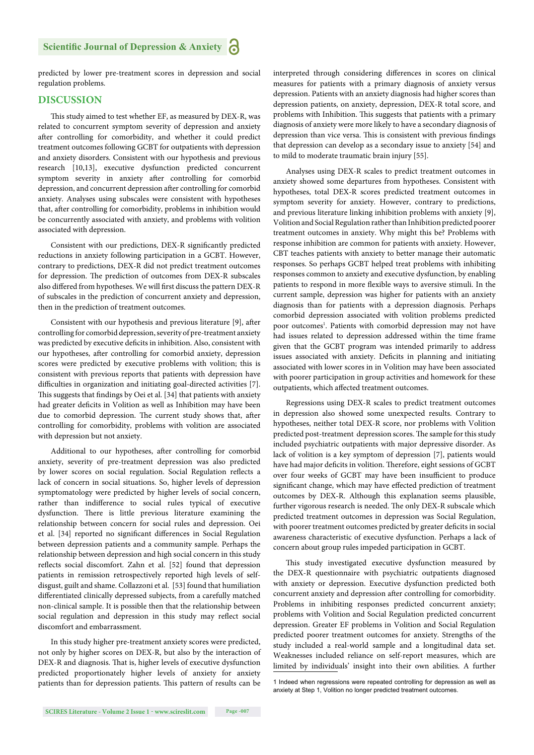predicted by lower pre-treatment scores in depression and social regulation problems.

## DISCUSSION

This study aimed to test whether EF, as measured by DEX-R, was related to concurrent symptom severity of depression and anxiety after controlling for comorbidity, and whether it could predict treatment outcomes following GCBT for outpatients with depression and anxiety disorders. Consistent with our hypothesis and previous research [10,13], executive dysfunction predicted concurrent symptom severity in anxiety after controlling for comorbid depression, and concurrent depression after controlling for comorbid anxiety. Analyses using subscales were consistent with hypotheses that, after controlling for comorbidity, problems in inhibition would be concurrently associated with anxiety, and problems with volition associated with depression.

Consistent with our predictions, DEX-R significantly predicted reductions in anxiety following participation in a GCBT. However, contrary to predictions, DEX-R did not predict treatment outcomes for depression. The prediction of outcomes from DEX-R subscales also differed from hypotheses. We will first discuss the pattern DEX-R of subscales in the prediction of concurrent anxiety and depression, then in the prediction of treatment outcomes.

Consistent with our hypothesis and previous literature [9], after controlling for comorbid depression, severity of pre-treatment anxiety was predicted by executive deficits in inhibition. Also, consistent with our hypotheses, after controlling for comorbid anxiety, depression scores were predicted by executive problems with volition; this is consistent with previous reports that patients with depression have difficulties in organization and initiating goal-directed activities [7]. This suggests that findings by Oei et al. [34] that patients with anxiety had greater deficits in Volition as well as Inhibition may have been due to comorbid depression. The current study shows that, after controlling for comorbidity, problems with volition are associated with depression but not anxiety.

Additional to our hypotheses, after controlling for comorbid anxiety, severity of pre-treatment depression was also predicted by lower scores on social regulation. Social Regulation reflects a lack of concern in social situations. So, higher levels of depression symptomatology were predicted by higher levels of social concern, rather than indifference to social rules typical of executive dysfunction. There is little previous literature examining the relationship between concern for social rules and depression. Oei et al. [34] reported no significant differences in Social Regulation between depression patients and a community sample. Perhaps the relationship between depression and high social concern in this study reflects social discomfort. Zahn et al. [52] found that depression patients in remission retrospectively reported high levels of self-disgust, guilt and shame. Collazzoni et al. [53] found that humiliation differentiated clinically depressed subjects, from a carefully matched non-clinical sample. It is possible then that the relationship between social regulation and depression in this study may reflect social discomfort and embarrassment.

In this study higher pre-treatment anxiety scores were predicted, not only by higher scores on DEX-R, but also by the interaction of DEX-R and diagnosis. That is, higher levels of executive dysfunction predicted proportionately higher levels of anxiety for anxiety patients than for depression patients. This pattern of results can be interpreted through considering differences in scores on clinical measures for patients with a primary diagnosis of anxiety versus depression. Patients with an anxiety diagnosis had higher scores than depression patients, on anxiety, depression, DEX-R total score, and problems with Inhibition. This suggests that patients with a primary diagnosis of anxiety were more likely to have a secondary diagnosis of depression than vice versa. This is consistent with previous findings that depression can develop as a secondary issue to anxiety [54] and to mild to moderate traumatic brain injury [55].

Analyses using DEX-R scales to predict treatment outcomes in anxiety showed some departures from hypotheses. Consistent with hypotheses, total DEX-R scores predicted treatment outcomes in symptom severity for anxiety. However, contrary to predictions, and previous literature linking inhibition problems with anxiety [9], Volition and Social Regulation rather than Inhibition predicted poorer treatment outcomes in anxiety. Why might this be? Problems with response inhibition are common for patients with anxiety. However, CBT teaches patients with anxiety to better manage their automatic responses. So perhaps GCBT helped treat problems with inhibiting responses common to anxiety and executive dysfunction, by enabling patients to respond in more flexible ways to aversive stimuli. In the current sample, depression was higher for patients with an anxiety diagnosis than for patients with a depression diagnosis. Perhaps comorbid depression associated with volition problems predicted poor outcomes[1]. Patients with comorbid depression may not have had issues related to depression addressed within the time frame given that the GCBT program was intended primarily to address issues associated with anxiety. Deficits in planning and initiating associated with lower scores in in Volition may have been associated with poorer participation in group activities and homework for these outpatients, which affected treatment outcomes.

Regressions using DEX-R scales to predict treatment outcomes in depression also showed some unexpected results. Contrary to hypotheses, neither total DEX-R score, nor problems with Volition predicted post-treatment depression scores. The sample for this study included psychiatric outpatients with major depressive disorder. As lack of volition is a key symptom of depression [7], patients would have had major deficits in volition. Therefore, eight sessions of GCBT over four weeks of GCBT may have been insufficient to produce significant change, which may have effected prediction of treatment outcomes by DEX-R. Although this explanation seems plausible, further vigorous research is needed. The only DEX-R subscale which predicted treatment outcomes in depression was Social Regulation, with poorer treatment outcomes predicted by greater deficits in social awareness characteristic of executive dysfunction. Perhaps a lack of concern about group rules impeded participation in GCBT.

This study investigated executive dysfunction measured by the DEX-R questionnaire with psychiatric outpatients diagnosed with anxiety or depression. Executive dysfunction predicted both concurrent anxiety and depression after controlling for comorbidity. Problems in inhibiting responses predicted concurrent anxiety; problems with Volition and Social Regulation predicted concurrent depression. Greater EF problems in Volition and Social Regulation predicted poorer treatment outcomes for anxiety. Strengths of the study included a real-world sample and a longitudinal data set. Weaknesses included reliance on self-report measures, which are limited by individuals' insight into their own abilities. A further

[1] Indeed when regressions were repeated controlling for depression as well as anxiety at Step 1, Volition no longer predicted treatment outcomes.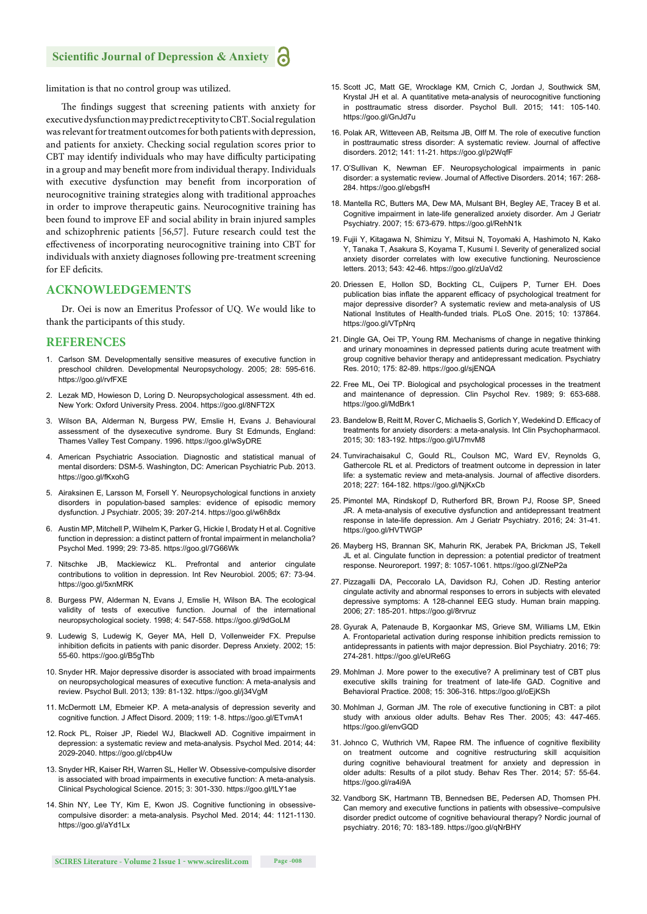limitation is that no control group was utilized.

The findings suggest that screening patients with anxiety for executive dysfunction may predict receptivity to CBT. Social regulation was relevant for treatment outcomes for both patients with depression, and patients for anxiety. Checking social regulation scores prior to CBT may identify individuals who may have difficulty participating in a group and may benefit more from individual therapy. Individuals with executive dysfunction may benefit from incorporation of neurocognitive training strategies along with traditional approaches in order to improve therapeutic gains. Neurocognitive training has been found to improve EF and social ability in brain injured samples and schizophrenic patients [56,57]. Future research could test the effectiveness of incorporating neurocognitive training into CBT for individuals with anxiety diagnoses following pre-treatment screening for EF deficits.

## ACKNOWLEDGEMENTS

Dr. Oei is now an Emeritus Professor of UQ. We would like to thank the participants of this study.

## REFERENCES

1. Carlson SM. Developmentally sensitive measures of executive function in preschool children. Developmental Neuropsychology. 2005; 28: 595-616. https://goo.gl/rvfFXE
2. Lezak MD, Howieson D, Loring D. Neuropsychological assessment. 4th ed. New York: Oxford University Press. 2004. https://goo.gl/8NFT2X
3. Wilson BA, Alderman N, Burgess PW, Emslie H, Evans J. Behavioural assessment of the dysexecutive syndrome. Bury St Edmunds, England: Thames Valley Test Company. 1996. https://goo.gl/wSyDRE
4. American Psychiatric Association. Diagnostic and statistical manual of mental disorders: DSM-5. Washington, DC: American Psychiatric Pub. 2013. https://goo.gl/fKxohG
5. Airaksinen E, Larsson M, Forsell Y. Neuropsychological functions in anxiety disorders in population-based samples: evidence of episodic memory dysfunction. J Psychiatr. 2005; 39: 207-214. https://goo.gl/w6h8dx
6. Austin MP, Mitchell P, Wilhelm K, Parker G, Hickie I, Brodaty H et al. Cognitive function in depression: a distinct pattern of frontal impairment in melancholia? Psychol Med. 1999; 29: 73-85. https://goo.gl/7G66Wk
7. Nitschke JB, Mackiewicz KL. Prefrontal and anterior cingulate contributions to volition in depression. Int Rev Neurobiol. 2005; 67: 73-94. https://goo.gl/5xnMRK
8. Burgess PW, Alderman N, Evans J, Emslie H, Wilson BA. The ecological validity of tests of executive function. Journal of the international neuropsychological society. 1998; 4: 547-558. https://goo.gl/9dGoLM
9. Ludewig S, Ludewig K, Geyer MA, Hell D, Vollenweider FX. Prepulse inhibition deficits in patients with panic disorder. Depress Anxiety. 2002; 15: 55-60. https://goo.gl/B5gThb
10. Snyder HR. Major depressive disorder is associated with broad impairments on neuropsychological measures of executive function: A meta-analysis and review. Psychol Bull. 2013; 139: 81-132. https://goo.gl/j34VgM
11. McDermott LM, Ebmeier KP. A meta-analysis of depression severity and cognitive function. J Affect Disord. 2009; 119: 1-8. https://goo.gl/ETvmA1
12. Rock PL, Roiser JP, Riedel WJ, Blackwell AD. Cognitive impairment in depression: a systematic review and meta-analysis. Psychol Med. 2014; 44: 2029-2040. https://goo.gl/cbp4Uw
13. Snyder HR, Kaiser RH, Warren SL, Heller W. Obsessive-compulsive disorder is associated with broad impairments in executive function: A meta-analysis. Clinical Psychological Science. 2015; 3: 301-330. https://goo.gl/tLY1ae
14. Shin NY, Lee TY, Kim E, Kwon JS. Cognitive functioning in obsessive-compulsive disorder: a meta-analysis. Psychol Med. 2014; 44: 1121-1130. https://goo.gl/aYd1Lx
15. Scott JC, Matt GE, Wrocklage KM, Crnich C, Jordan J, Southwick SM, Krystal JH et al. A quantitative meta-analysis of neurocognitive functioning in posttraumatic stress disorder. Psychol Bull. 2015; 141: 105-140. https://goo.gl/GnJd7u
16. Polak AR, Witteveen AB, Reitsma JB, Olff M. The role of executive function in posttraumatic stress disorder: A systematic review. Journal of affective disorders. 2012; 141: 11-21. https://goo.gl/p2WqfF
17. O'Sullivan K, Newman EF. Neuropsychological impairments in panic disorder: a systematic review. Journal of Affective Disorders. 2014; 167: 268-284. https://goo.gl/ebgsfH
18. Mantella RC, Butters MA, Dew MA, Mulsant BH, Begley AE, Tracey B et al. Cognitive impairment in late-life generalized anxiety disorder. Am J Geriatr Psychiatry. 2007; 15: 673-679. https://goo.gl/RehN1k
19. Fujii Y, Kitagawa N, Shimizu Y, Mitsui N, Toyomaki A, Hashimoto N, Kako Y, Tanaka T, Asakura S, Koyama T, Kusumi I. Severity of generalized social anxiety disorder correlates with low executive functioning. Neuroscience letters. 2013; 543: 42-46. https://goo.gl/zUaVd2
20. Driessen E, Hollon SD, Bockting CL, Cuijpers P, Turner EH. Does publication bias inflate the apparent efficacy of psychological treatment for major depressive disorder? A systematic review and meta-analysis of US National Institutes of Health-funded trials. PLoS One. 2015; 10: 137864. https://goo.gl/VTpNrq
21. Dingle GA, Oei TP, Young RM. Mechanisms of change in negative thinking and urinary monoamines in depressed patients during acute treatment with group cognitive behavior therapy and antidepressant medication. Psychiatry Res. 2010; 175: 82-89. https://goo.gl/sjENQA
22. Free ML, Oei TP. Biological and psychological processes in the treatment and maintenance of depression. Clin Psychol Rev. 1989; 9: 653-688. https://goo.gl/MdBrk1
23. Bandelow B, Reitt M, Rover C, Michaelis S, Gorlich Y, Wedekind D. Efficacy of treatments for anxiety disorders: a meta-analysis. Int Clin Psychopharmacol. 2015; 30: 183-192. https://goo.gl/U7mvM8
24. Tunvirachaisakul C, Gould RL, Coulson MC, Ward EV, Reynolds G, Gathercole RL et al. Predictors of treatment outcome in depression in later life: a systematic review and meta-analysis. Journal of affective disorders. 2018; 227: 164-182. https://goo.gl/NjKxCb
25. Pimontel MA, Rindskopf D, Rutherford BR, Brown PJ, Roose SP, Sneed JR. A meta-analysis of executive dysfunction and antidepressant treatment response in late-life depression. Am J Geriatr Psychiatry. 2016; 24: 31-41. https://goo.gl/HVTWGP
26. Mayberg HS, Brannan SK, Mahurin RK, Jerabek PA, Brickman JS, Tekell JL et al. Cingulate function in depression: a potential predictor of treatment response. Neuroreport. 1997; 8: 1057-1061. https://goo.gl/ZNeP2a
27. Pizzagalli DA, Peccoralo LA, Davidson RJ, Cohen JD. Resting anterior cingulate activity and abnormal responses to errors in subjects with elevated depressive symptoms: A 128-channel EEG study. Human brain mapping. 2006; 27: 185-201. https://goo.gl/8rvruz
28. Gyurak A, Patenaude B, Korgaonkar MS, Grieve SM, Williams LM, Etkin A. Frontoparietal activation during response inhibition predicts remission to antidepressants in patients with major depression. Biol Psychiatry. 2016; 79: 274-281. https://goo.gl/eURe6G
29. Mohlman J. More power to the executive? A preliminary test of CBT plus executive skills training for treatment of late-life GAD. Cognitive and Behavioral Practice. 2008; 15: 306-316. https://goo.gl/oEjKSh
30. Mohlman J, Gorman JM. The role of executive functioning in CBT: a pilot study with anxious older adults. Behav Res Ther. 2005; 43: 447-465. https://goo.gl/envGQD
31. Johnco C, Wuthrich VM, Rapee RM. The influence of cognitive flexibility on treatment outcome and cognitive restructuring skill acquisition during cognitive behavioural treatment for anxiety and depression in older adults: Results of a pilot study. Behav Res Ther. 2014; 57: 55-64. https://goo.gl/ra4i9A
32. Vandborg SK, Hartmann TB, Bennedsen BE, Pedersen AD, Thomsen PH. Can memory and executive functions in patients with obsessive–compulsive disorder predict outcome of cognitive behavioural therapy? Nordic journal of psychiatry. 2016; 70: 183-189. https://goo.gl/qNrBHY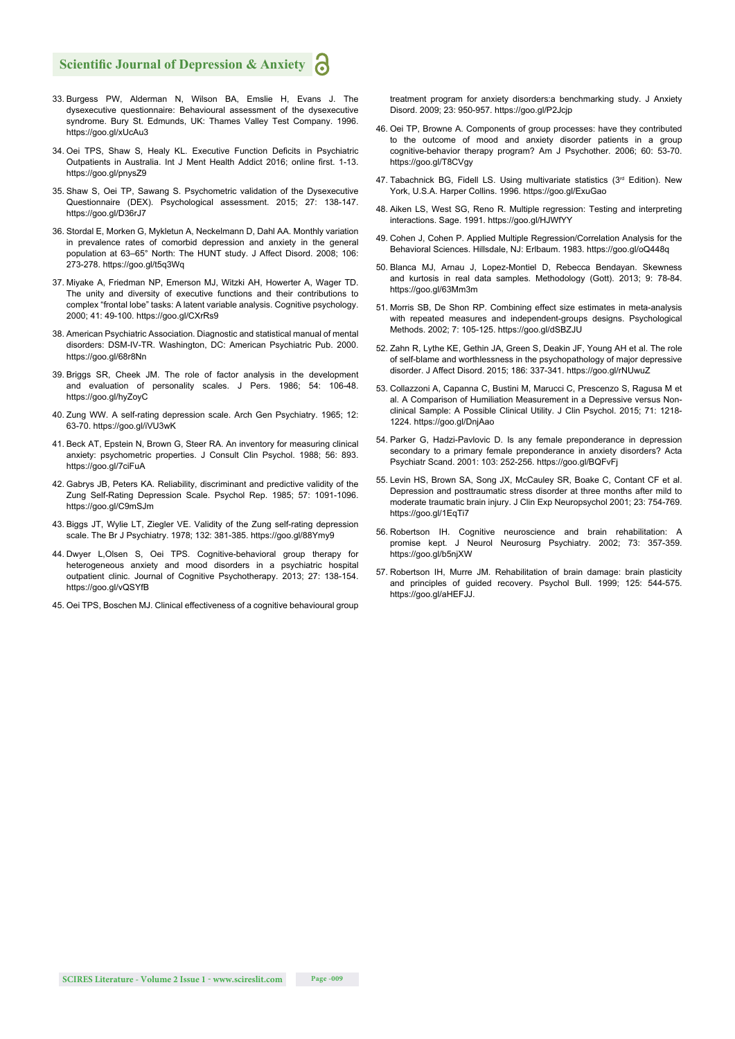33. Burgess PW, Alderman N, Wilson BA, Emslie H, Evans J. The dysexecutive questionnaire: Behavioural assessment of the dysexecutive syndrome. Bury St. Edmunds, UK: Thames Valley Test Company. 1996. https://goo.gl/xUcAu3

34. Oei TPS, Shaw S, Healy KL. Executive Function Deficits in Psychiatric Outpatients in Australia. Int J Ment Health Addict 2016; online first. 1-13. https://goo.gl/pnysZ9

35. Shaw S, Oei TP, Sawang S. Psychometric validation of the Dysexecutive Questionnaire (DEX). Psychological assessment. 2015; 27: 138-147. https://goo.gl/D36rJ7

36. Stordal E, Morken G, Mykletun A, Neckelmann D, Dahl AA. Monthly variation in prevalence rates of comorbid depression and anxiety in the general population at 63–65° North: The HUNT study. J Affect Disord. 2008; 106: 273-278. https://goo.gl/t5q3Wq

37. Miyake A, Friedman NP, Emerson MJ, Witzki AH, Howerter A, Wager TD. The unity and diversity of executive functions and their contributions to complex "frontal lobe" tasks: A latent variable analysis. Cognitive psychology. 2000; 41: 49-100. https://goo.gl/CXrRs9

38. American Psychiatric Association. Diagnostic and statistical manual of mental disorders: DSM-IV-TR. Washington, DC: American Psychiatric Pub. 2000. https://goo.gl/68r8Nn

39. Briggs SR, Cheek JM. The role of factor analysis in the development and evaluation of personality scales. J Pers. 1986; 54: 106-48. https://goo.gl/hyZoyC

40. Zung WW. A self-rating depression scale. Arch Gen Psychiatry. 1965; 12: 63-70. https://goo.gl/iVU3wK

41. Beck AT, Epstein N, Brown G, Steer RA. An inventory for measuring clinical anxiety: psychometric properties. J Consult Clin Psychol. 1988; 56: 893. https://goo.gl/7ciFuA

42. Gabrys JB, Peters KA. Reliability, discriminant and predictive validity of the Zung Self-Rating Depression Scale. Psychol Rep. 1985; 57: 1091-1096. https://goo.gl/C9mSJm

43. Biggs JT, Wylie LT, Ziegler VE. Validity of the Zung self-rating depression scale. The Br J Psychiatry. 1978; 132: 381-385. https://goo.gl/88Ymy9

44. Dwyer L,Olsen S, Oei TPS. Cognitive-behavioral group therapy for heterogeneous anxiety and mood disorders in a psychiatric hospital outpatient clinic. Journal of Cognitive Psychotherapy. 2013; 27: 138-154. https://goo.gl/vQSYfB

45. Oei TPS, Boschen MJ. Clinical effectiveness of a cognitive behavioural group treatment program for anxiety disorders:a benchmarking study. J Anxiety Disord. 2009; 23: 950-957. https://goo.gl/P2Jcjp

46. Oei TP, Browne A. Components of group processes: have they contributed to the outcome of mood and anxiety disorder patients in a group cognitive-behavior therapy program? Am J Psychother. 2006; 60: 53-70. https://goo.gl/T8CVgy

47. Tabachnick BG, Fidell LS. Using multivariate statistics (3rd Edition). New York, U.S.A. Harper Collins. 1996. https://goo.gl/ExuGao

48. Aiken LS, West SG, Reno R. Multiple regression: Testing and interpreting interactions. Sage. 1991. https://goo.gl/HJWfYY

49. Cohen J, Cohen P. Applied Multiple Regression/Correlation Analysis for the Behavioral Sciences. Hillsdale, NJ: Erlbaum. 1983. https://goo.gl/oQ448q

50. Blanca MJ, Arnau J, Lopez-Montiel D, Rebecca Bendayan. Skewness and kurtosis in real data samples. Methodology (Gott). 2013; 9: 78-84. https://goo.gl/63Mm3m

51. Morris SB, De Shon RP. Combining effect size estimates in meta-analysis with repeated measures and independent-groups designs. Psychological Methods. 2002; 7: 105-125. https://goo.gl/dSBZJU

52. Zahn R, Lythe KE, Gethin JA, Green S, Deakin JF, Young AH et al. The role of self-blame and worthlessness in the psychopathology of major depressive disorder. J Affect Disord. 2015; 186: 337-341. https://goo.gl/rNUwuZ

53. Collazzoni A, Capanna C, Bustini M, Marucci C, Prescenzo S, Ragusa M et al. A Comparison of Humiliation Measurement in a Depressive versus Non-clinical Sample: A Possible Clinical Utility. J Clin Psychol. 2015; 71: 1218-1224. https://goo.gl/DnjAao

54. Parker G, Hadzi-Pavlovic D. Is any female preponderance in depression secondary to a primary female preponderance in anxiety disorders? Acta Psychiatr Scand. 2001: 103: 252-256. https://goo.gl/BQFvFj

55. Levin HS, Brown SA, Song JX, McCauley SR, Boake C, Contant CF et al. Depression and posttraumatic stress disorder at three months after mild to moderate traumatic brain injury. J Clin Exp Neuropsychol 2001; 23: 754-769. https://goo.gl/1EqTi7

56. Robertson IH. Cognitive neuroscience and brain rehabilitation: A promise kept. J Neurol Neurosurg Psychiatry. 2002; 73: 357-359. https://goo.gl/b5njXW

57. Robertson IH, Murre JM. Rehabilitation of brain damage: brain plasticity and principles of guided recovery. Psychol Bull. 1999; 125: 544-575. https://goo.gl/aHEFJJ.